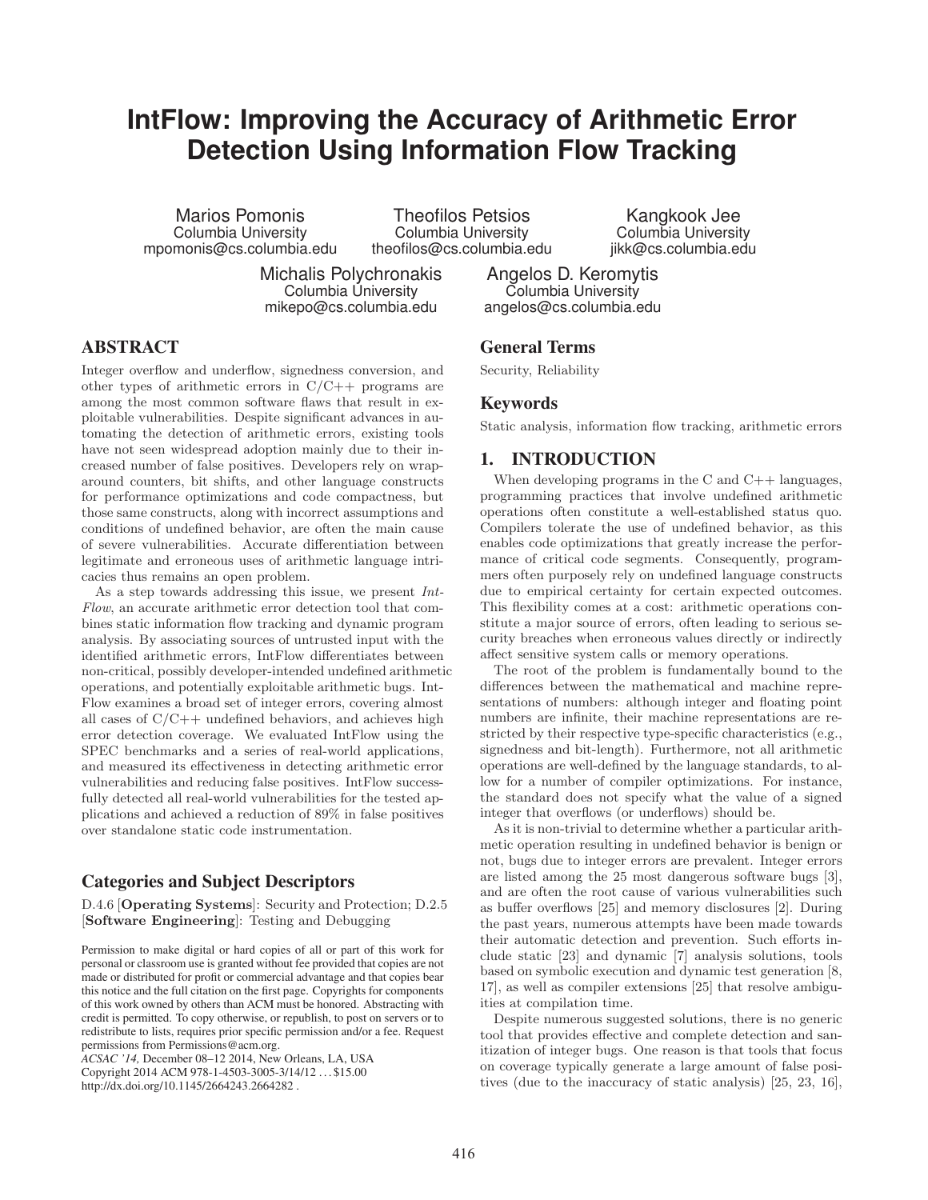# IntFlow: Improving the Accuracy of Arithmetic Error Detection Using Information Flow Tracking

Marios Pomonis
Columbia University
mpomonis@cs.columbia.edu

Theofilos Petsios
Columbia University
theofilos@cs.columbia.edu

Kangkook Jee
Columbia University
jikk@cs.columbia.edu

Michalis Polychronakis
Columbia University
mikepo@cs.columbia.edu

Angelos D. Keromytis
Columbia University
angelos@cs.columbia.edu

## ABSTRACT

Integer overflow and underflow, signedness conversion, and other types of arithmetic errors in C/C++ programs are among the most common software flaws that result in exploitable vulnerabilities. Despite significant advances in automating the detection of arithmetic errors, existing tools have not seen widespread adoption mainly due to their increased number of false positives. Developers rely on wrap-around counters, bit shifts, and other language constructs for performance optimizations and code compactness, but those same constructs, along with incorrect assumptions and conditions of undefined behavior, are often the main cause of severe vulnerabilities. Accurate differentiation between legitimate and erroneous uses of arithmetic language intricacies thus remains an open problem.

As a step towards addressing this issue, we present *IntFlow*, an accurate arithmetic error detection tool that combines static information flow tracking and dynamic program analysis. By associating sources of untrusted input with the identified arithmetic errors, IntFlow differentiates between non-critical, possibly developer-intended undefined arithmetic operations, and potentially exploitable arithmetic bugs. IntFlow examines a broad set of integer errors, covering almost all cases of C/C++ undefined behaviors, and achieves high error detection coverage. We evaluated IntFlow using the SPEC benchmarks and a series of real-world applications, and measured its effectiveness in detecting arithmetic error vulnerabilities and reducing false positives. IntFlow successfully detected all real-world vulnerabilities for the tested applications and achieved a reduction of 89% in false positives over standalone static code instrumentation.

### Categories and Subject Descriptors

D.4.6 [**Operating Systems**]: Security and Protection; D.2.5 [**Software Engineering**]: Testing and Debugging

Permission to make digital or hard copies of all or part of this work for personal or classroom use is granted without fee provided that copies are not made or distributed for profit or commercial advantage and that copies bear this notice and the full citation on the first page. Copyrights for components of this work owned by others than ACM must be honored. Abstracting with credit is permitted. To copy otherwise, or republish, to post on servers or to redistribute to lists, requires prior specific permission and/or a fee. Request permissions from Permissions@acm.org.
*ACSAC '14,* December 08–12 2014, New Orleans, LA, USA
Copyright 2014 ACM 978-1-4503-3005-3/14/12 ...$15.00
http://dx.doi.org/10.1145/2664243.2664282 .

### General Terms

Security, Reliability

### Keywords

Static analysis, information flow tracking, arithmetic errors

## 1. INTRODUCTION

When developing programs in the C and C++ languages, programming practices that involve undefined arithmetic operations often constitute a well-established status quo. Compilers tolerate the use of undefined behavior, as this enables code optimizations that greatly increase the performance of critical code segments. Consequently, programmers often purposely rely on undefined language constructs due to empirical certainty for certain expected outcomes. This flexibility comes at a cost: arithmetic operations constitute a major source of errors, often leading to serious security breaches when erroneous values directly or indirectly affect sensitive system calls or memory operations.

The root of the problem is fundamentally bound to the differences between the mathematical and machine representations of numbers: although integer and floating point numbers are infinite, their machine representations are restricted by their respective type-specific characteristics (e.g., signedness and bit-length). Furthermore, not all arithmetic operations are well-defined by the language standards, to allow for a number of compiler optimizations. For instance, the standard does not specify what the value of a signed integer that overflows (or underflows) should be.

As it is non-trivial to determine whether a particular arithmetic operation resulting in undefined behavior is benign or not, bugs due to integer errors are prevalent. Integer errors are listed among the 25 most dangerous software bugs [3], and are often the root cause of various vulnerabilities such as buffer overflows [25] and memory disclosures [2]. During the past years, numerous attempts have been made towards their automatic detection and prevention. Such efforts include static [23] and dynamic [7] analysis solutions, tools based on symbolic execution and dynamic test generation [8, 17], as well as compiler extensions [25] that resolve ambiguities at compilation time.

Despite numerous suggested solutions, there is no generic tool that provides effective and complete detection and sanitization of integer bugs. One reason is that tools that focus on coverage typically generate a large amount of false positives (due to the inaccuracy of static analysis) [25, 23, 16],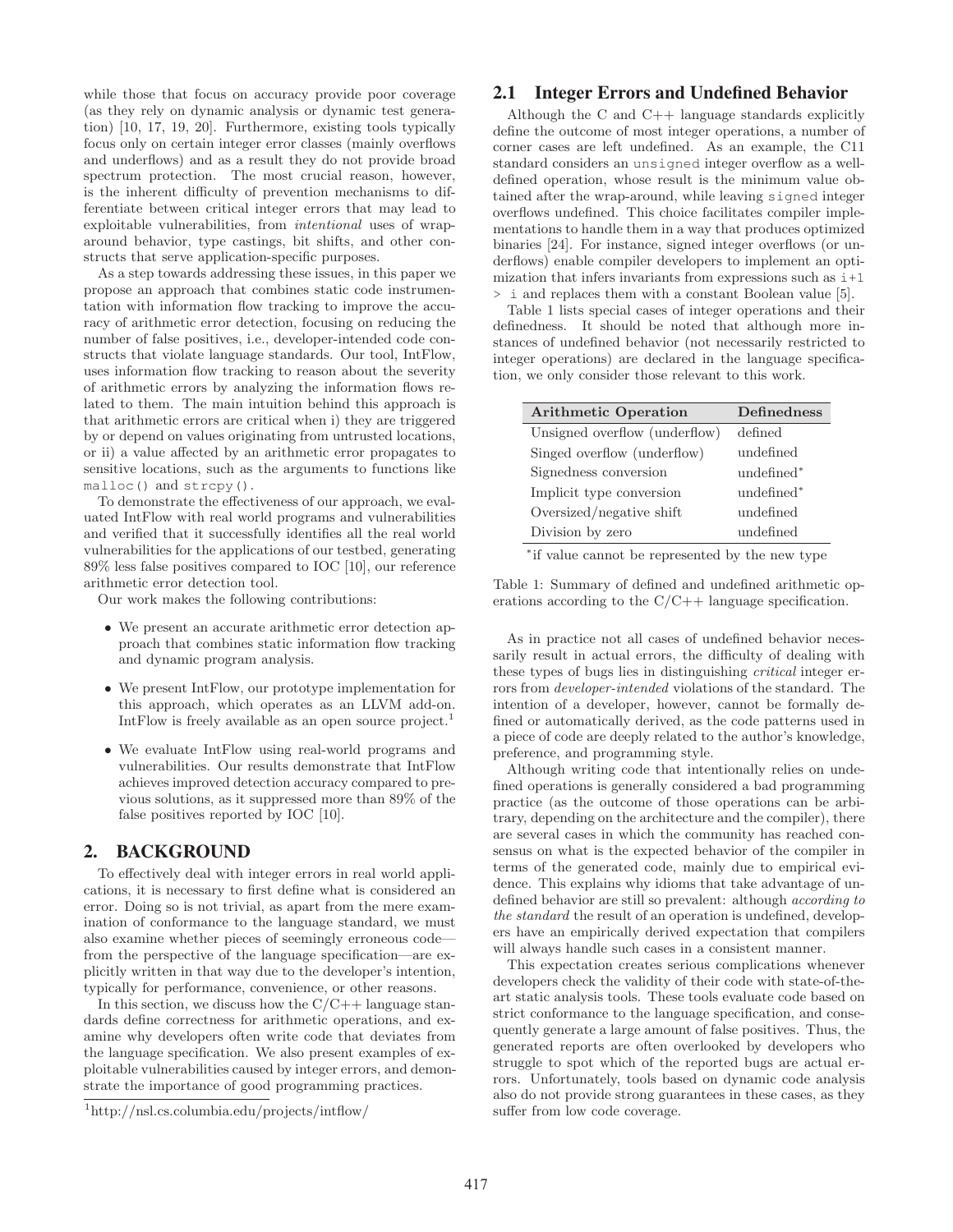while those that focus on accuracy provide poor coverage (as they rely on dynamic analysis or dynamic test generation) [10, 17, 19, 20]. Furthermore, existing tools typically focus only on certain integer error classes (mainly overflows and underflows) and as a result they do not provide broad spectrum protection. The most crucial reason, however, is the inherent difficulty of prevention mechanisms to differentiate between critical integer errors that may lead to exploitable vulnerabilities, from *intentional* uses of wraparound behavior, type castings, bit shifts, and other constructs that serve application-specific purposes.

As a step towards addressing these issues, in this paper we propose an approach that combines static code instrumentation with information flow tracking to improve the accuracy of arithmetic error detection, focusing on reducing the number of false positives, i.e., developer-intended code constructs that violate language standards. Our tool, IntFlow, uses information flow tracking to reason about the severity of arithmetic errors by analyzing the information flows related to them. The main intuition behind this approach is that arithmetic errors are critical when i) they are triggered by or depend on values originating from untrusted locations, or ii) a value affected by an arithmetic error propagates to sensitive locations, such as the arguments to functions like `malloc()` and `strcpy()`.

To demonstrate the effectiveness of our approach, we evaluated IntFlow with real world programs and vulnerabilities and verified that it successfully identifies all the real world vulnerabilities for the applications of our testbed, generating 89% less false positives compared to IOC [10], our reference arithmetic error detection tool.

Our work makes the following contributions:

- We present an accurate arithmetic error detection approach that combines static information flow tracking and dynamic program analysis.
- We present IntFlow, our prototype implementation for this approach, which operates as an LLVM add-on. IntFlow is freely available as an open source project.[1]
- We evaluate IntFlow using real-world programs and vulnerabilities. Our results demonstrate that IntFlow achieves improved detection accuracy compared to previous solutions, as it suppressed more than 89% of the false positives reported by IOC [10].

## 2. BACKGROUND

To effectively deal with integer errors in real world applications, it is necessary to first define what is considered an error. Doing so is not trivial, as apart from the mere examination of conformance to the language standard, we must also examine whether pieces of seemingly erroneous code—from the perspective of the language specification—are explicitly written in that way due to the developer's intention, typically for performance, convenience, or other reasons.

In this section, we discuss how the C/C++ language standards define correctness for arithmetic operations, and examine why developers often write code that deviates from the language specification. We also present examples of exploitable vulnerabilities caused by integer errors, and demonstrate the importance of good programming practices.

[1] http://nsl.cs.columbia.edu/projects/intflow/

### 2.1 Integer Errors and Undefined Behavior

Although the C and C++ language standards explicitly define the outcome of most integer operations, a number of corner cases are left undefined. As an example, the C11 standard considers an `unsigned` integer overflow as a well-defined operation, whose result is the minimum value obtained after the wrap-around, while leaving `signed` integer overflows undefined. This choice facilitates compiler implementations to handle them in a way that produces optimized binaries [24]. For instance, signed integer overflows (or underflows) enable compiler developers to implement an optimization that infers invariants from expressions such as `i+1 > i` and replaces them with a constant Boolean value [5].

Table 1 lists special cases of integer operations and their definedness. It should be noted that although more instances of undefined behavior (not necessarily restricted to integer operations) are declared in the language specification, we only consider those relevant to this work.

| Arithmetic Operation | Definedness |
|---|---|
| Unsigned overflow (underflow) | defined |
| Singed overflow (underflow) | undefined |
| Signedness conversion | undefined* |
| Implicit type conversion | undefined* |
| Oversized/negative shift | undefined |
| Division by zero | undefined |

*if value cannot be represented by the new type

Table 1: Summary of defined and undefined arithmetic operations according to the C/C++ language specification.

As in practice not all cases of undefined behavior necessarily result in actual errors, the difficulty of dealing with these types of bugs lies in distinguishing *critical* integer errors from *developer-intended* violations of the standard. The intention of a developer, however, cannot be formally defined or automatically derived, as the code patterns used in a piece of code are deeply related to the author's knowledge, preference, and programming style.

Although writing code that intentionally relies on undefined operations is generally considered a bad programming practice (as the outcome of those operations can be arbitrary, depending on the architecture and the compiler), there are several cases in which the community has reached consensus on what is the expected behavior of the compiler in terms of the generated code, mainly due to empirical evidence. This explains why idioms that take advantage of undefined behavior are still so prevalent: although *according to the standard* the result of an operation is undefined, developers have an empirically derived expectation that compilers will always handle such cases in a consistent manner.

This expectation creates serious complications whenever developers check the validity of their code with state-of-the-art static analysis tools. These tools evaluate code based on strict conformance to the language specification, and consequently generate a large amount of false positives. Thus, the generated reports are often overlooked by developers who struggle to spot which of the reported bugs are actual errors. Unfortunately, tools based on dynamic code analysis also do not provide strong guarantees in these cases, as they suffer from low code coverage.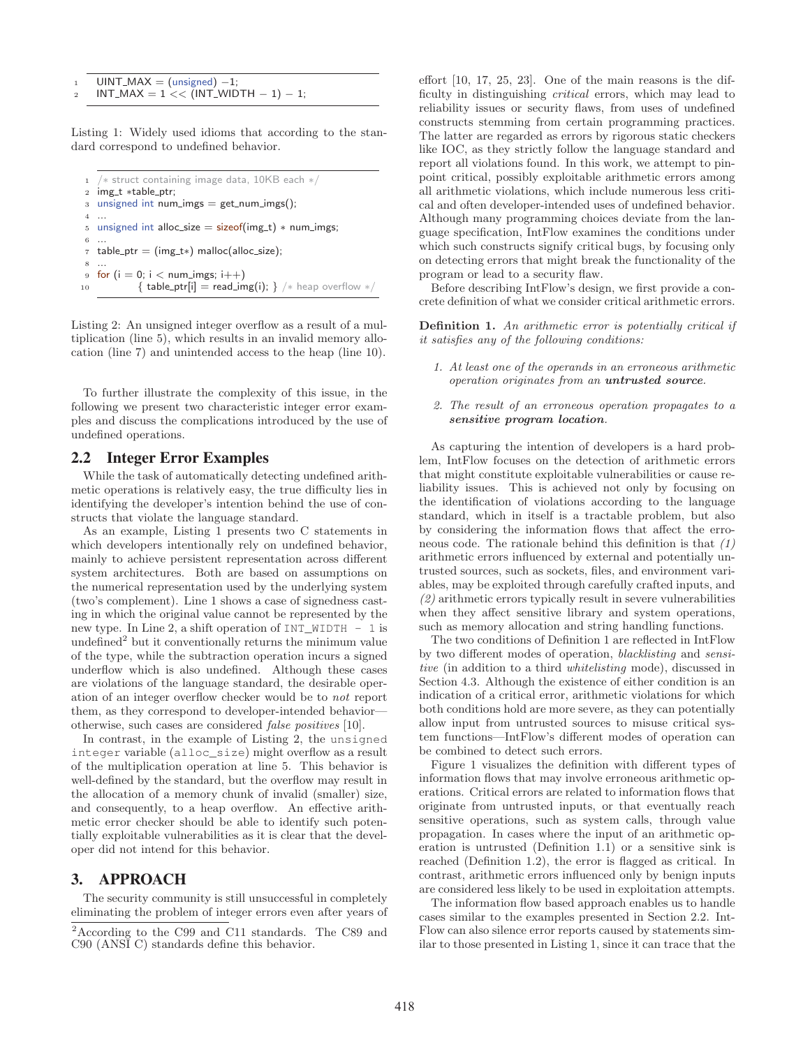```
UINT_MAX = (unsigned) −1;
INT_MAX = 1 << (INT_WIDTH − 1) − 1;
```

Listing 1: Widely used idioms that according to the standard correspond to undefined behavior.

```
/* struct containing image data, 10KB each */
img_t *table_ptr;
unsigned int num_imgs = get_num_imgs();
...
unsigned int alloc_size = sizeof(img_t) * num_imgs;
...
table_ptr = (img_t*) malloc(alloc_size);
...
for (i = 0; i < num_imgs; i++)
        { table_ptr[i] = read_img(i); } /* heap overflow */
```

Listing 2: An unsigned integer overflow as a result of a multiplication (line 5), which results in an invalid memory allocation (line 7) and unintended access to the heap (line 10).

To further illustrate the complexity of this issue, in the following we present two characteristic integer error examples and discuss the complications introduced by the use of undefined operations.

## 2.2 Integer Error Examples

While the task of automatically detecting undefined arithmetic operations is relatively easy, the true difficulty lies in identifying the developer's intention behind the use of constructs that violate the language standard.

As an example, Listing 1 presents two C statements in which developers intentionally rely on undefined behavior, mainly to achieve persistent representation across different system architectures. Both are based on assumptions on the numerical representation used by the underlying system (two's complement). Line 1 shows a case of signedness casting in which the original value cannot be represented by the new type. In Line 2, a shift operation of `INT_WIDTH - 1` is undefined[2] but it conventionally returns the minimum value of the type, while the subtraction operation incurs a signed underflow which is also undefined. Although these cases are violations of the language standard, the desirable operation of an integer overflow checker would be to *not* report them, as they correspond to developer-intended behavior—otherwise, such cases are considered *false positives* [10].

In contrast, in the example of Listing 2, the `unsigned integer` variable (`alloc_size`) might overflow as a result of the multiplication operation at line 5. This behavior is well-defined by the standard, but the overflow may result in the allocation of a memory chunk of invalid (smaller) size, and consequently, to a heap overflow. An effective arithmetic error checker should be able to identify such potentially exploitable vulnerabilities as it is clear that the developer did not intend for this behavior.

# 3. APPROACH

The security community is still unsuccessful in completely eliminating the problem of integer errors even after years of effort [10, 17, 25, 23]. One of the main reasons is the difficulty in distinguishing *critical* errors, which may lead to reliability issues or security flaws, from uses of undefined constructs stemming from certain programming practices. The latter are regarded as errors by rigorous static checkers like IOC, as they strictly follow the language standard and report all violations found. In this work, we attempt to pinpoint critical, possibly exploitable arithmetic errors among all arithmetic violations, which include numerous less critical and often developer-intended uses of undefined behavior. Although many programming choices deviate from the language specification, IntFlow examines the conditions under which such constructs signify critical bugs, by focusing only on detecting errors that might break the functionality of the program or lead to a security flaw.

Before describing IntFlow's design, we first provide a concrete definition of what we consider critical arithmetic errors.

**Definition 1.** *An arithmetic error is potentially critical if it satisfies any of the following conditions:*

1. *At least one of the operands in an erroneous arithmetic operation originates from an* ***untrusted source****.*
2. *The result of an erroneous operation propagates to a* ***sensitive program location****.*

As capturing the intention of developers is a hard problem, IntFlow focuses on the detection of arithmetic errors that might constitute exploitable vulnerabilities or cause reliability issues. This is achieved not only by focusing on the identification of violations according to the language standard, which in itself is a tractable problem, but also by considering the information flows that affect the erroneous code. The rationale behind this definition is that *(1)* arithmetic errors influenced by external and potentially untrusted sources, such as sockets, files, and environment variables, may be exploited through carefully crafted inputs, and *(2)* arithmetic errors typically result in severe vulnerabilities when they affect sensitive library and system operations, such as memory allocation and string handling functions.

The two conditions of Definition 1 are reflected in IntFlow by two different modes of operation, *blacklisting* and *sensitive* (in addition to a third *whitelisting* mode), discussed in Section 4.3. Although the existence of either condition is an indication of a critical error, arithmetic violations for which both conditions hold are more severe, as they can potentially allow input from untrusted sources to misuse critical system functions—IntFlow's different modes of operation can be combined to detect such errors.

Figure 1 visualizes the definition with different types of information flows that may involve erroneous arithmetic operations. Critical errors are related to information flows that originate from untrusted inputs, or that eventually reach sensitive operations, such as system calls, through value propagation. In cases where the input of an arithmetic operation is untrusted (Definition 1.1) or a sensitive sink is reached (Definition 1.2), the error is flagged as critical. In contrast, arithmetic errors influenced only by benign inputs are considered less likely to be used in exploitation attempts.

The information flow based approach enables us to handle cases similar to the examples presented in Section 2.2. IntFlow can also silence error reports caused by statements similar to those presented in Listing 1, since it can trace that the

[2]According to the C99 and C11 standards. The C89 and C90 (ANSI C) standards define this behavior.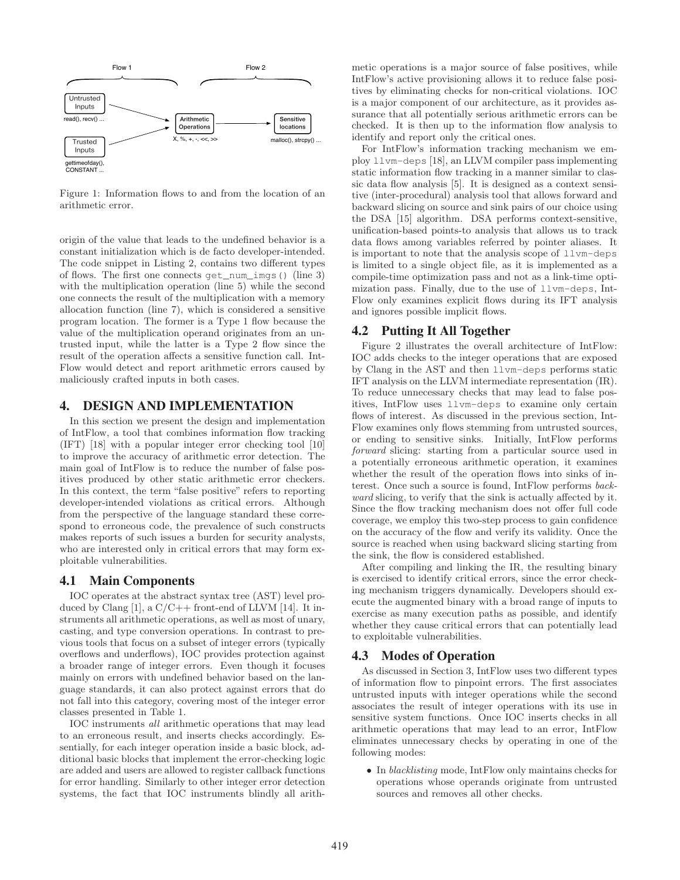Figure 1: Information flows to and from the location of an arithmetic error.

origin of the value that leads to the undefined behavior is a constant initialization which is de facto developer-intended. The code snippet in Listing 2, contains two different types of flows. The first one connects `get_num_imgs()` (line 3) with the multiplication operation (line 5) while the second one connects the result of the multiplication with a memory allocation function (line 7), which is considered a sensitive program location. The former is a Type 1 flow because the value of the multiplication operand originates from an untrusted input, while the latter is a Type 2 flow since the result of the operation affects a sensitive function call. IntFlow would detect and report arithmetic errors caused by maliciously crafted inputs in both cases.

# 4. DESIGN AND IMPLEMENTATION

In this section we present the design and implementation of IntFlow, a tool that combines information flow tracking (IFT) [18] with a popular integer error checking tool [10] to improve the accuracy of arithmetic error detection. The main goal of IntFlow is to reduce the number of false positives produced by other static arithmetic error checkers. In this context, the term "false positive" refers to reporting developer-intended violations as critical errors. Although from the perspective of the language standard these correspond to erroneous code, the prevalence of such constructs makes reports of such issues a burden for security analysts, who are interested only in critical errors that may form exploitable vulnerabilities.

## 4.1 Main Components

IOC operates at the abstract syntax tree (AST) level produced by Clang [1], a C/C++ front-end of LLVM [14]. It instruments all arithmetic operations, as well as most of unary, casting, and type conversion operations. In contrast to previous tools that focus on a subset of integer errors (typically overflows and underflows), IOC provides protection against a broader range of integer errors. Even though it focuses mainly on errors with undefined behavior based on the language standards, it can also protect against errors that do not fall into this category, covering most of the integer error classes presented in Table 1.

IOC instruments *all* arithmetic operations that may lead to an erroneous result, and inserts checks accordingly. Essentially, for each integer operation inside a basic block, additional basic blocks that implement the error-checking logic are added and users are allowed to register callback functions for error handling. Similarly to other integer error detection systems, the fact that IOC instruments blindly all arithmetic operations is a major source of false positives, while IntFlow's active provisioning allows it to reduce false positives by eliminating checks for non-critical violations. IOC is a major component of our architecture, as it provides assurance that all potentially serious arithmetic errors can be checked. It is then up to the information flow analysis to identify and report only the critical ones.

For IntFlow's information tracking mechanism we employ `llvm-deps` [18], an LLVM compiler pass implementing static information flow tracking in a manner similar to classic data flow analysis [5]. It is designed as a context sensitive (inter-procedural) analysis tool that allows forward and backward slicing on source and sink pairs of our choice using the DSA [15] algorithm. DSA performs context-sensitive, unification-based points-to analysis that allows us to track data flows among variables referred by pointer aliases. It is important to note that the analysis scope of `llvm-deps` is limited to a single object file, as it is implemented as a compile-time optimization pass and not as a link-time optimization pass. Finally, due to the use of `llvm-deps`, IntFlow only examines explicit flows during its IFT analysis and ignores possible implicit flows.

## 4.2 Putting It All Together

Figure 2 illustrates the overall architecture of IntFlow: IOC adds checks to the integer operations that are exposed by Clang in the AST and then `llvm-deps` performs static IFT analysis on the LLVM intermediate representation (IR). To reduce unnecessary checks that may lead to false positives, IntFlow uses `llvm-deps` to examine only certain flows of interest. As discussed in the previous section, IntFlow examines only flows stemming from untrusted sources, or ending to sensitive sinks. Initially, IntFlow performs *forward* slicing: starting from a particular source used in a potentially erroneous arithmetic operation, it examines whether the result of the operation flows into sinks of interest. Once such a source is found, IntFlow performs *backward* slicing, to verify that the sink is actually affected by it. Since the flow tracking mechanism does not offer full code coverage, we employ this two-step process to gain confidence on the accuracy of the flow and verify its validity. Once the source is reached when using backward slicing starting from the sink, the flow is considered established.

After compiling and linking the IR, the resulting binary is exercised to identify critical errors, since the error checking mechanism triggers dynamically. Developers should execute the augmented binary with a broad range of inputs to exercise as many execution paths as possible, and identify whether they cause critical errors that can potentially lead to exploitable vulnerabilities.

## 4.3 Modes of Operation

As discussed in Section 3, IntFlow uses two different types of information flow to pinpoint errors. The first associates untrusted inputs with integer operations while the second associates the result of integer operations with its use in sensitive system functions. Once IOC inserts checks in all arithmetic operations that may lead to an error, IntFlow eliminates unnecessary checks by operating in one of the following modes:

- In *blacklisting* mode, IntFlow only maintains checks for operations whose operands originate from untrusted sources and removes all other checks.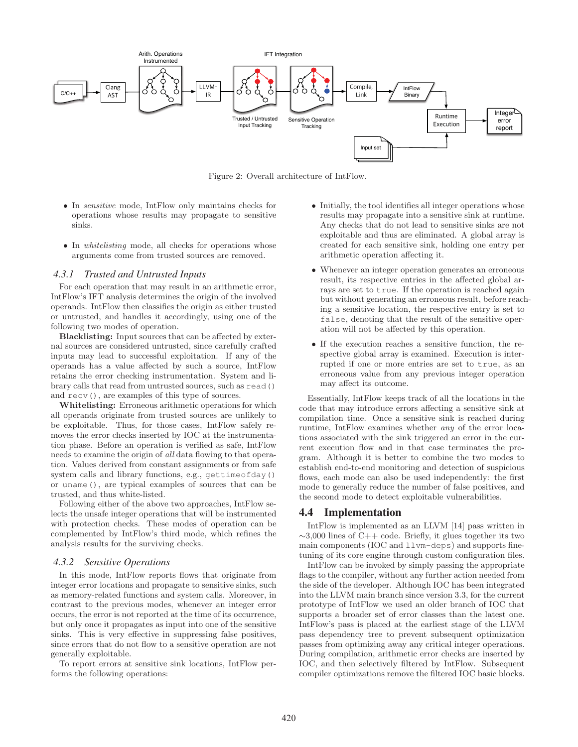Figure 2: Overall architecture of IntFlow.

- In *sensitive* mode, IntFlow only maintains checks for operations whose results may propagate to sensitive sinks.
- In *whitelisting* mode, all checks for operations whose arguments come from trusted sources are removed.

### 4.3.1 Trusted and Untrusted Inputs

For each operation that may result in an arithmetic error, IntFlow's IFT analysis determines the origin of the involved operands. IntFlow then classifies the origin as either trusted or untrusted, and handles it accordingly, using one of the following two modes of operation.

**Blacklisting:** Input sources that can be affected by external sources are considered untrusted, since carefully crafted inputs may lead to successful exploitation. If any of the operands has a value affected by such a source, IntFlow retains the error checking instrumentation. System and library calls that read from untrusted sources, such as `read()` and `recv()`, are examples of this type of sources.

**Whitelisting:** Erroneous arithmetic operations for which all operands originate from trusted sources are unlikely to be exploitable. Thus, for those cases, IntFlow safely removes the error checks inserted by IOC at the instrumentation phase. Before an operation is verified as safe, IntFlow needs to examine the origin of *all* data flowing to that operation. Values derived from constant assignments or from safe system calls and library functions, e.g., `gettimeofday()` or `uname()`, are typical examples of sources that can be trusted, and thus white-listed.

Following either of the above two approaches, IntFlow selects the unsafe integer operations that will be instrumented with protection checks. These modes of operation can be complemented by IntFlow's third mode, which refines the analysis results for the surviving checks.

### 4.3.2 Sensitive Operations

In this mode, IntFlow reports flows that originate from integer error locations and propagate to sensitive sinks, such as memory-related functions and system calls. Moreover, in contrast to the previous modes, whenever an integer error occurs, the error is not reported at the time of its occurrence, but only once it propagates as input into one of the sensitive sinks. This is very effective in suppressing false positives, since errors that do not flow to a sensitive operation are not generally exploitable.

To report errors at sensitive sink locations, IntFlow performs the following operations:

- Initially, the tool identifies all integer operations whose results may propagate into a sensitive sink at runtime. Any checks that do not lead to sensitive sinks are not exploitable and thus are eliminated. A global array is created for each sensitive sink, holding one entry per arithmetic operation affecting it.
- Whenever an integer operation generates an erroneous result, its respective entries in the affected global arrays are set to `true`. If the operation is reached again but without generating an erroneous result, before reaching a sensitive location, the respective entry is set to `false`, denoting that the result of the sensitive operation will not be affected by this operation.
- If the execution reaches a sensitive function, the respective global array is examined. Execution is interrupted if one or more entries are set to `true`, as an erroneous value from any previous integer operation may affect its outcome.

Essentially, IntFlow keeps track of all the locations in the code that may introduce errors affecting a sensitive sink at compilation time. Once a sensitive sink is reached during runtime, IntFlow examines whether *any* of the error locations associated with the sink triggered an error in the current execution flow and in that case terminates the program. Although it is better to combine the two modes to establish end-to-end monitoring and detection of suspicious flows, each mode can also be used independently: the first mode to generally reduce the number of false positives, and the second mode to detect exploitable vulnerabilities.

## 4.4 Implementation

IntFlow is implemented as an LLVM [14] pass written in ~3,000 lines of C++ code. Briefly, it glues together its two main components (IOC and `llvm-deps`) and supports fine-tuning of its core engine through custom configuration files.

IntFlow can be invoked by simply passing the appropriate flags to the compiler, without any further action needed from the side of the developer. Although IOC has been integrated into the LLVM main branch since version 3.3, for the current prototype of IntFlow we used an older branch of IOC that supports a broader set of error classes than the latest one. IntFlow's pass is placed at the earliest stage of the LLVM pass dependency tree to prevent subsequent optimization passes from optimizing away any critical integer operations. During compilation, arithmetic error checks are inserted by IOC, and then selectively filtered by IntFlow. Subsequent compiler optimizations remove the filtered IOC basic blocks.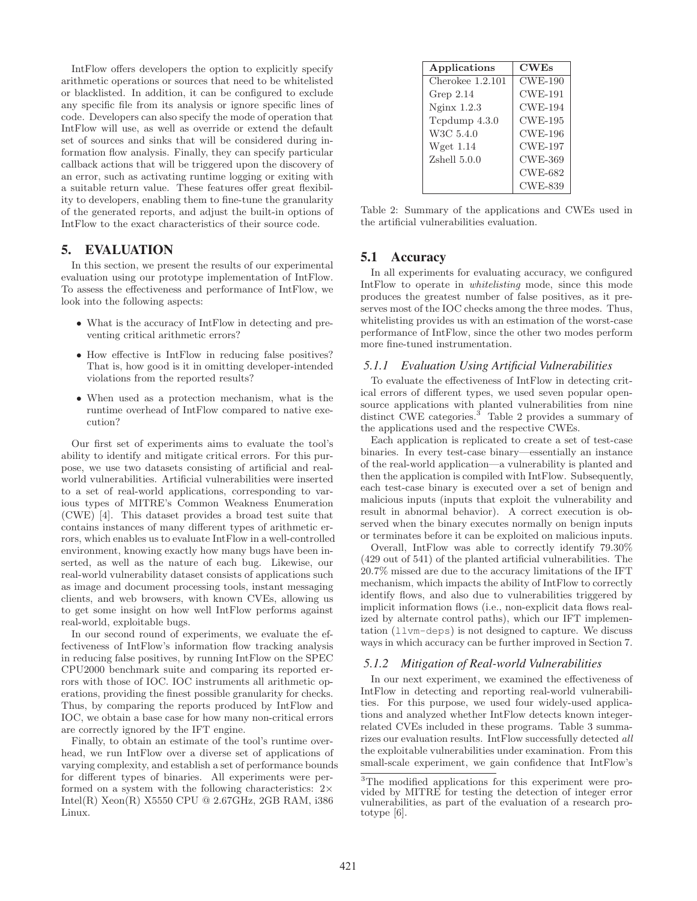IntFlow offers developers the option to explicitly specify arithmetic operations or sources that need to be whitelisted or blacklisted. In addition, it can be configured to exclude any specific file from its analysis or ignore specific lines of code. Developers can also specify the mode of operation that IntFlow will use, as well as override or extend the default set of sources and sinks that will be considered during information flow analysis. Finally, they can specify particular callback actions that will be triggered upon the discovery of an error, such as activating runtime logging or exiting with a suitable return value. These features offer great flexibility to developers, enabling them to fine-tune the granularity of the generated reports, and adjust the built-in options of IntFlow to the exact characteristics of their source code.

## 5. EVALUATION

In this section, we present the results of our experimental evaluation using our prototype implementation of IntFlow. To assess the effectiveness and performance of IntFlow, we look into the following aspects:

- What is the accuracy of IntFlow in detecting and preventing critical arithmetic errors?
- How effective is IntFlow in reducing false positives? That is, how good is it in omitting developer-intended violations from the reported results?
- When used as a protection mechanism, what is the runtime overhead of IntFlow compared to native execution?

Our first set of experiments aims to evaluate the tool's ability to identify and mitigate critical errors. For this purpose, we use two datasets consisting of artificial and real-world vulnerabilities. Artificial vulnerabilities were inserted to a set of real-world applications, corresponding to various types of MITRE's Common Weakness Enumeration (CWE) [4]. This dataset provides a broad test suite that contains instances of many different types of arithmetic errors, which enables us to evaluate IntFlow in a well-controlled environment, knowing exactly how many bugs have been inserted, as well as the nature of each bug. Likewise, our real-world vulnerability dataset consists of applications such as image and document processing tools, instant messaging clients, and web browsers, with known CVEs, allowing us to get some insight on how well IntFlow performs against real-world, exploitable bugs.

In our second round of experiments, we evaluate the effectiveness of IntFlow's information flow tracking analysis in reducing false positives, by running IntFlow on the SPEC CPU2000 benchmark suite and comparing its reported errors with those of IOC. IOC instruments all arithmetic operations, providing the finest possible granularity for checks. Thus, by comparing the reports produced by IntFlow and IOC, we obtain a base case for how many non-critical errors are correctly ignored by the IFT engine.

Finally, to obtain an estimate of the tool's runtime overhead, we run IntFlow over a diverse set of applications of varying complexity, and establish a set of performance bounds for different types of binaries. All experiments were performed on a system with the following characteristics: 2× Intel(R) Xeon(R) X5550 CPU @ 2.67GHz, 2GB RAM, i386 Linux.

| Applications | CWEs |
|---|---|
| Cherokee 1.2.101 | CWE-190 |
| Grep 2.14 | CWE-191 |
| Nginx 1.2.3 | CWE-194 |
| Tcpdump 4.3.0 | CWE-195 |
| W3C 5.4.0 | CWE-196 |
| Wget 1.14 | CWE-197 |
| Zshell 5.0.0 | CWE-369 |
| | CWE-682 |
| | CWE-839 |

Table 2: Summary of the applications and CWEs used in the artificial vulnerabilities evaluation.

### 5.1 Accuracy

In all experiments for evaluating accuracy, we configured IntFlow to operate in *whitelisting* mode, since this mode produces the greatest number of false positives, as it preserves most of the IOC checks among the three modes. Thus, whitelisting provides us with an estimation of the worst-case performance of IntFlow, since the other two modes perform more fine-tuned instrumentation.

#### 5.1.1 Evaluation Using Artificial Vulnerabilities

To evaluate the effectiveness of IntFlow in detecting critical errors of different types, we used seven popular open-source applications with planted vulnerabilities from nine distinct CWE categories.[3] Table 2 provides a summary of the applications used and the respective CWEs.

Each application is replicated to create a set of test-case binaries. In every test-case binary—essentially an instance of the real-world application—a vulnerability is planted and then the application is compiled with IntFlow. Subsequently, each test-case binary is executed over a set of benign and malicious inputs (inputs that exploit the vulnerability and result in abnormal behavior). A correct execution is observed when the binary executes normally on benign inputs or terminates before it can be exploited on malicious inputs.

Overall, IntFlow was able to correctly identify 79.30% (429 out of 541) of the planted artificial vulnerabilities. The 20.7% missed are due to the accuracy limitations of the IFT mechanism, which impacts the ability of IntFlow to correctly identify flows, and also due to vulnerabilities triggered by implicit information flows (i.e., non-explicit data flows realized by alternate control paths), which our IFT implementation (`llvm-deps`) is not designed to capture. We discuss ways in which accuracy can be further improved in Section 7.

#### 5.1.2 Mitigation of Real-world Vulnerabilities

In our next experiment, we examined the effectiveness of IntFlow in detecting and reporting real-world vulnerabilities. For this purpose, we used four widely-used applications and analyzed whether IntFlow detects known integer-related CVEs included in these programs. Table 3 summarizes our evaluation results. IntFlow successfully detected *all* the exploitable vulnerabilities under examination. From this small-scale experiment, we gain confidence that IntFlow's

[3] The modified applications for this experiment were provided by MITRE for testing the detection of integer error vulnerabilities, as part of the evaluation of a research prototype [6].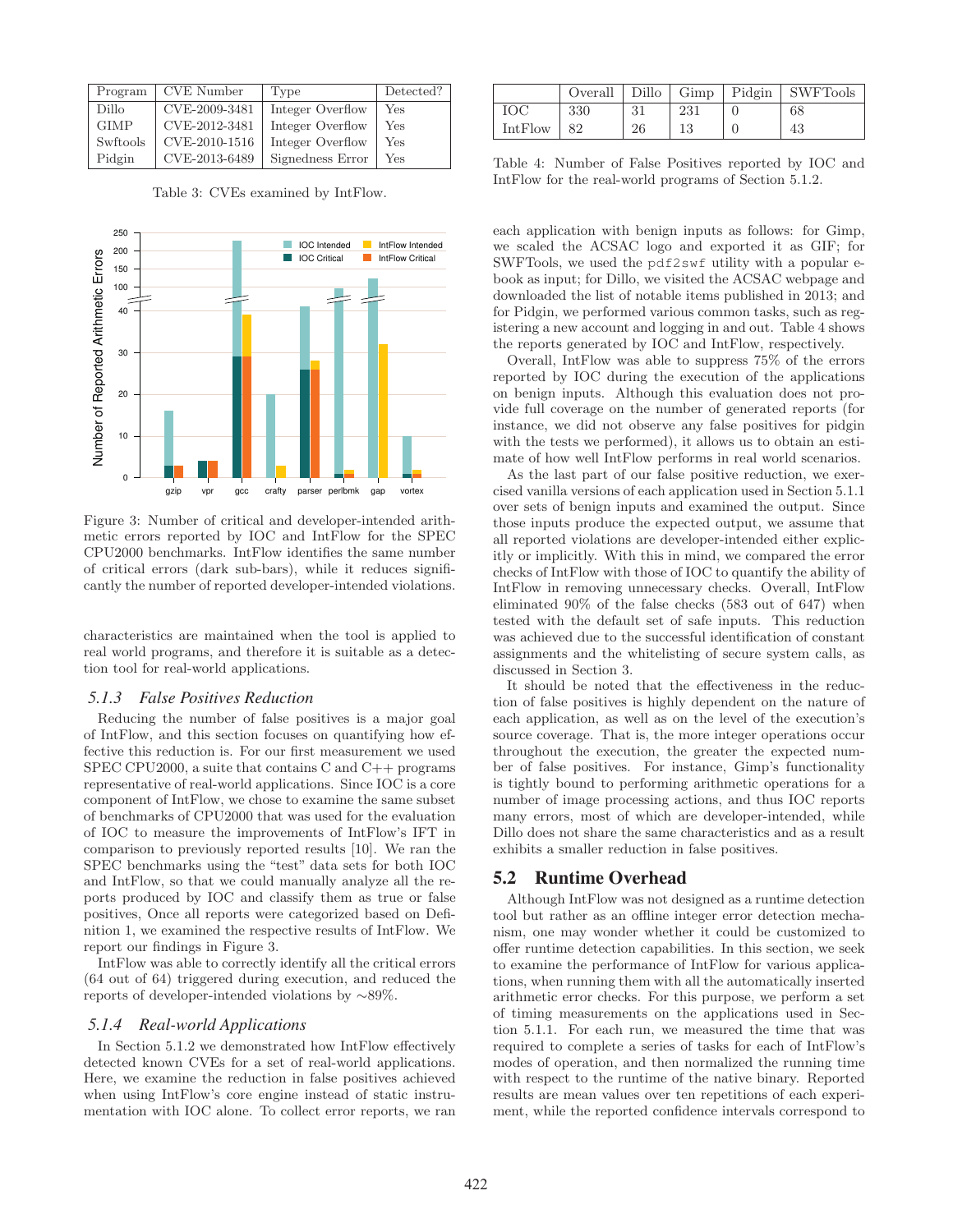| Program | CVE Number | Type | Detected? |
|---|---|---|---|
| Dillo | CVE-2009-3481 | Integer Overflow | Yes |
| GIMP | CVE-2012-3481 | Integer Overflow | Yes |
| Swftools | CVE-2010-1516 | Integer Overflow | Yes |
| Pidgin | CVE-2013-6489 | Signedness Error | Yes |

Table 3: CVEs examined by IntFlow.

Figure 3: Number of critical and developer-intended arithmetic errors reported by IOC and IntFlow for the SPEC CPU2000 benchmarks. IntFlow identifies the same number of critical errors (dark sub-bars), while it reduces significantly the number of reported developer-intended violations.

characteristics are maintained when the tool is applied to real world programs, and therefore it is suitable as a detection tool for real-world applications.

### 5.1.3 False Positives Reduction

Reducing the number of false positives is a major goal of IntFlow, and this section focuses on quantifying how effective this reduction is. For our first measurement we used SPEC CPU2000, a suite that contains C and C++ programs representative of real-world applications. Since IOC is a core component of IntFlow, we chose to examine the same subset of benchmarks of CPU2000 that was used for the evaluation of IOC to measure the improvements of IntFlow's IFT in comparison to previously reported results [10]. We ran the SPEC benchmarks using the "test" data sets for both IOC and IntFlow, so that we could manually analyze all the reports produced by IOC and classify them as true or false positives, Once all reports were categorized based on Definition 1, we examined the respective results of IntFlow. We report our findings in Figure 3.

IntFlow was able to correctly identify all the critical errors (64 out of 64) triggered during execution, and reduced the reports of developer-intended violations by ∼89%.

### 5.1.4 Real-world Applications

In Section 5.1.2 we demonstrated how IntFlow effectively detected known CVEs for a set of real-world applications. Here, we examine the reduction in false positives achieved when using IntFlow's core engine instead of static instrumentation with IOC alone. To collect error reports, we ran each application with benign inputs as follows: for Gimp, we scaled the ACSAC logo and exported it as GIF; for SWFTools, we used the `pdf2swf` utility with a popular e-book as input; for Dillo, we visited the ACSAC webpage and downloaded the list of notable items published in 2013; and for Pidgin, we performed various common tasks, such as registering a new account and logging in and out. Table 4 shows the reports generated by IOC and IntFlow, respectively.

| | Overall | Dillo | Gimp | Pidgin | SWFTools |
|---|---|---|---|---|---|
| IOC | 330 | 31 | 231 | 0 | 68 |
| IntFlow | 82 | 26 | 13 | 0 | 43 |

Table 4: Number of False Positives reported by IOC and IntFlow for the real-world programs of Section 5.1.2.

Overall, IntFlow was able to suppress 75% of the errors reported by IOC during the execution of the applications on benign inputs. Although this evaluation does not provide full coverage on the number of generated reports (for instance, we did not observe any false positives for pidgin with the tests we performed), it allows us to obtain an estimate of how well IntFlow performs in real world scenarios.

As the last part of our false positive reduction, we exercised vanilla versions of each application used in Section 5.1.1 over sets of benign inputs and examined the output. Since those inputs produce the expected output, we assume that all reported violations are developer-intended either explicitly or implicitly. With this in mind, we compared the error checks of IntFlow with those of IOC to quantify the ability of IntFlow in removing unnecessary checks. Overall, IntFlow eliminated 90% of the false checks (583 out of 647) when tested with the default set of safe inputs. This reduction was achieved due to the successful identification of constant assignments and the whitelisting of secure system calls, as discussed in Section 3.

It should be noted that the effectiveness in the reduction of false positives is highly dependent on the nature of each application, as well as on the level of the execution's source coverage. That is, the more integer operations occur throughout the execution, the greater the expected number of false positives. For instance, Gimp's functionality is tightly bound to performing arithmetic operations for a number of image processing actions, and thus IOC reports many errors, most of which are developer-intended, while Dillo does not share the same characteristics and as a result exhibits a smaller reduction in false positives.

## 5.2 Runtime Overhead

Although IntFlow was not designed as a runtime detection tool but rather as an offline integer error detection mechanism, one may wonder whether it could be customized to offer runtime detection capabilities. In this section, we seek to examine the performance of IntFlow for various applications, when running them with all the automatically inserted arithmetic error checks. For this purpose, we perform a set of timing measurements on the applications used in Section 5.1.1. For each run, we measured the time that was required to complete a series of tasks for each of IntFlow's modes of operation, and then normalized the running time with respect to the runtime of the native binary. Reported results are mean values over ten repetitions of each experiment, while the reported confidence intervals correspond to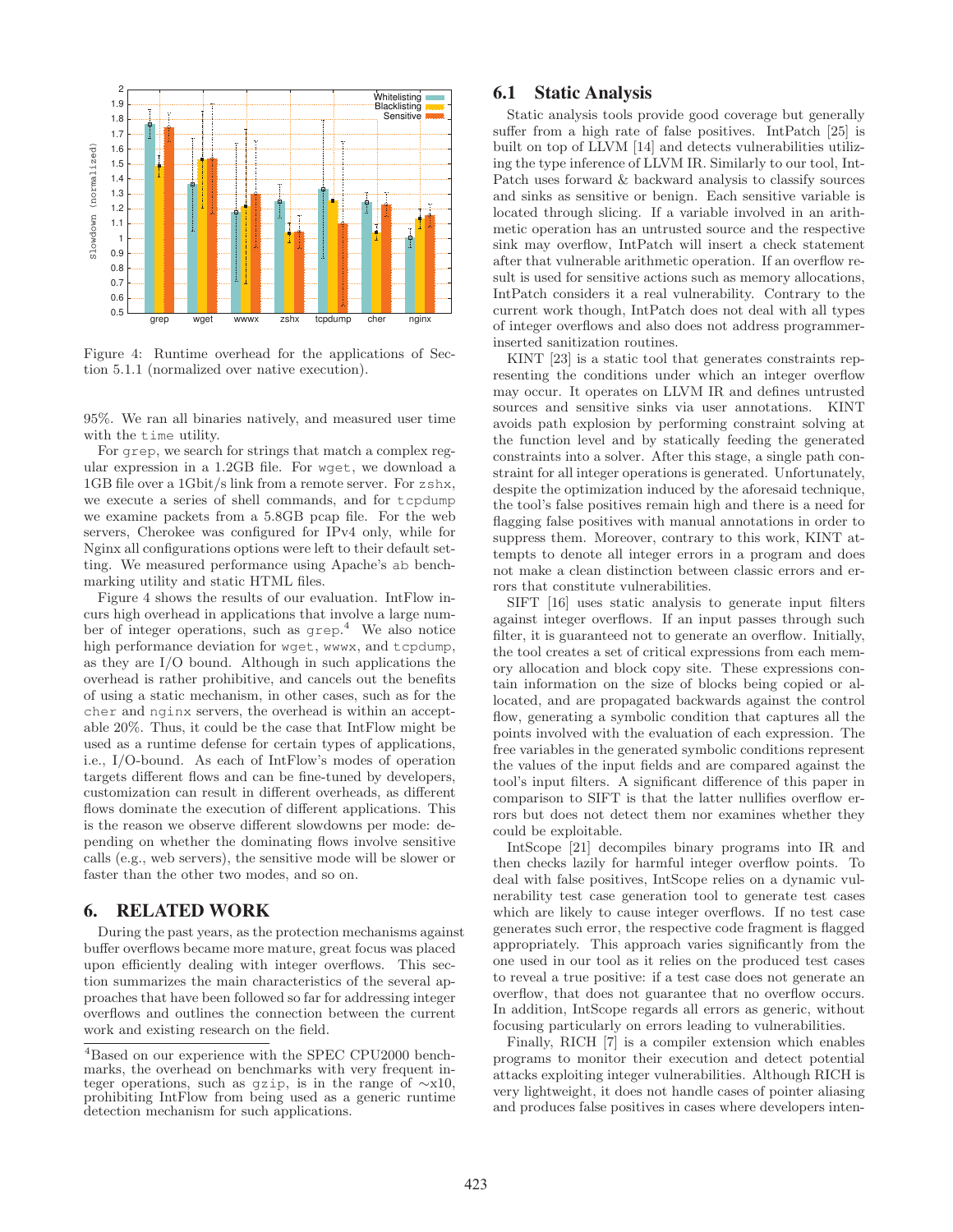Figure 4: Runtime overhead for the applications of Section 5.1.1 (normalized over native execution).

95%. We ran all binaries natively, and measured user time with the `time` utility.

For `grep`, we search for strings that match a complex regular expression in a 1.2GB file. For `wget`, we download a 1GB file over a 1Gbit/s link from a remote server. For `zshx`, we execute a series of shell commands, and for `tcpdump` we examine packets from a 5.8GB pcap file. For the web servers, Cherokee was configured for IPv4 only, while for Nginx all configurations options were left to their default setting. We measured performance using Apache's `ab` benchmarking utility and static HTML files.

Figure 4 shows the results of our evaluation. IntFlow incurs high overhead in applications that involve a large number of integer operations, such as `grep`.[4] We also notice high performance deviation for `wget`, `wwwx`, and `tcpdump`, as they are I/O bound. Although in such applications the overhead is rather prohibitive, and cancels out the benefits of using a static mechanism, in other cases, such as for the `cher` and `nginx` servers, the overhead is within an acceptable 20%. Thus, it could be the case that IntFlow might be used as a runtime defense for certain types of applications, i.e., I/O-bound. As each of IntFlow's modes of operation targets different flows and can be fine-tuned by developers, customization can result in different overheads, as different flows dominate the execution of different applications. This is the reason we observe different slowdowns per mode: depending on whether the dominating flows involve sensitive calls (e.g., web servers), the sensitive mode will be slower or faster than the other two modes, and so on.

## 6. RELATED WORK

During the past years, as the protection mechanisms against buffer overflows became more mature, great focus was placed upon efficiently dealing with integer overflows. This section summarizes the main characteristics of the several approaches that have been followed so far for addressing integer overflows and outlines the connection between the current work and existing research on the field.

[4]Based on our experience with the SPEC CPU2000 benchmarks, the overhead on benchmarks with very frequent integer operations, such as `gzip`, is in the range of ∼x10, prohibiting IntFlow from being used as a generic runtime detection mechanism for such applications.

### 6.1 Static Analysis

Static analysis tools provide good coverage but generally suffer from a high rate of false positives. IntPatch [25] is built on top of LLVM [14] and detects vulnerabilities utilizing the type inference of LLVM IR. Similarly to our tool, IntPatch uses forward & backward analysis to classify sources and sinks as sensitive or benign. Each sensitive variable is located through slicing. If a variable involved in an arithmetic operation has an untrusted source and the respective sink may overflow, IntPatch will insert a check statement after that vulnerable arithmetic operation. If an overflow result is used for sensitive actions such as memory allocations, IntPatch considers it a real vulnerability. Contrary to the current work though, IntPatch does not deal with all types of integer overflows and also does not address programmer-inserted sanitization routines.

KINT [23] is a static tool that generates constraints representing the conditions under which an integer overflow may occur. It operates on LLVM IR and defines untrusted sources and sensitive sinks via user annotations. KINT avoids path explosion by performing constraint solving at the function level and by statically feeding the generated constraints into a solver. After this stage, a single path constraint for all integer operations is generated. Unfortunately, despite the optimization induced by the aforesaid technique, the tool's false positives remain high and there is a need for flagging false positives with manual annotations in order to suppress them. Moreover, contrary to this work, KINT attempts to denote all integer errors in a program and does not make a clean distinction between classic errors and errors that constitute vulnerabilities.

SIFT [16] uses static analysis to generate input filters against integer overflows. If an input passes through such filter, it is guaranteed not to generate an overflow. Initially, the tool creates a set of critical expressions from each memory allocation and block copy site. These expressions contain information on the size of blocks being copied or allocated, and are propagated backwards against the control flow, generating a symbolic condition that captures all the points involved with the evaluation of each expression. The free variables in the generated symbolic conditions represent the values of the input fields and are compared against the tool's input filters. A significant difference of this paper in comparison to SIFT is that the latter nullifies overflow errors but does not detect them nor examines whether they could be exploitable.

IntScope [21] decompiles binary programs into IR and then checks lazily for harmful integer overflow points. To deal with false positives, IntScope relies on a dynamic vulnerability test case generation tool to generate test cases which are likely to cause integer overflows. If no test case generates such error, the respective code fragment is flagged appropriately. This approach varies significantly from the one used in our tool as it relies on the produced test cases to reveal a true positive: if a test case does not generate an overflow, that does not guarantee that no overflow occurs. In addition, IntScope regards all errors as generic, without focusing particularly on errors leading to vulnerabilities.

Finally, RICH [7] is a compiler extension which enables programs to monitor their execution and detect potential attacks exploiting integer vulnerabilities. Although RICH is very lightweight, it does not handle cases of pointer aliasing and produces false positives in cases where developers inten-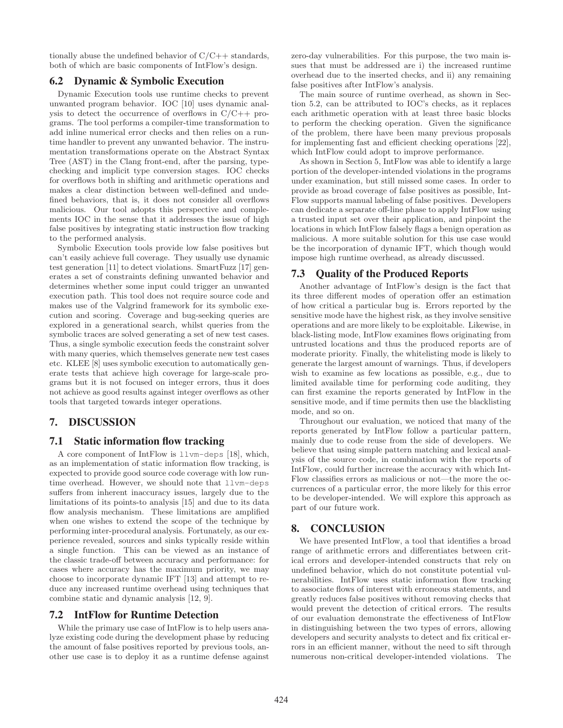tionally abuse the undefined behavior of C/C++ standards, both of which are basic components of IntFlow's design.

## 6.2 Dynamic & Symbolic Execution

Dynamic Execution tools use runtime checks to prevent unwanted program behavior. IOC [10] uses dynamic analysis to detect the occurrence of overflows in C/C++ programs. The tool performs a compiler-time transformation to add inline numerical error checks and then relies on a runtime handler to prevent any unwanted behavior. The instrumentation transformations operate on the Abstract Syntax Tree (AST) in the Clang front-end, after the parsing, type-checking and implicit type conversion stages. IOC checks for overflows both in shifting and arithmetic operations and makes a clear distinction between well-defined and undefined behaviors, that is, it does not consider all overflows malicious. Our tool adopts this perspective and complements IOC in the sense that it addresses the issue of high false positives by integrating static instruction flow tracking to the performed analysis.

Symbolic Execution tools provide low false positives but can't easily achieve full coverage. They usually use dynamic test generation [11] to detect violations. SmartFuzz [17] generates a set of constraints defining unwanted behavior and determines whether some input could trigger an unwanted execution path. This tool does not require source code and makes use of the Valgrind framework for its symbolic execution and scoring. Coverage and bug-seeking queries are explored in a generational search, whilst queries from the symbolic traces are solved generating a set of new test cases. Thus, a single symbolic execution feeds the constraint solver with many queries, which themselves generate new test cases etc. KLEE [8] uses symbolic execution to automatically generate tests that achieve high coverage for large-scale programs but it is not focused on integer errors, thus it does not achieve as good results against integer overflows as other tools that targeted towards integer operations.

# 7. DISCUSSION

## 7.1 Static information flow tracking

A core component of IntFlow is `llvm-deps` [18], which, as an implementation of static information flow tracking, is expected to provide good source code coverage with low runtime overhead. However, we should note that `llvm-deps` suffers from inherent inaccuracy issues, largely due to the limitations of its points-to analysis [15] and due to its data flow analysis mechanism. These limitations are amplified when one wishes to extend the scope of the technique by performing inter-procedural analysis. Fortunately, as our experience revealed, sources and sinks typically reside within a single function. This can be viewed as an instance of the classic trade-off between accuracy and performance: for cases where accuracy has the maximum priority, we may choose to incorporate dynamic IFT [13] and attempt to reduce any increased runtime overhead using techniques that combine static and dynamic analysis [12, 9].

## 7.2 IntFlow for Runtime Detection

While the primary use case of IntFlow is to help users analyze existing code during the development phase by reducing the amount of false positives reported by previous tools, another use case is to deploy it as a runtime defense against zero-day vulnerabilities. For this purpose, the two main issues that must be addressed are i) the increased runtime overhead due to the inserted checks, and ii) any remaining false positives after IntFlow's analysis.

The main source of runtime overhead, as shown in Section 5.2, can be attributed to IOC's checks, as it replaces each arithmetic operation with at least three basic blocks to perform the checking operation. Given the significance of the problem, there have been many previous proposals for implementing fast and efficient checking operations [22], which IntFlow could adopt to improve performance.

As shown in Section 5, IntFlow was able to identify a large portion of the developer-intended violations in the programs under examination, but still missed some cases. In order to provide as broad coverage of false positives as possible, IntFlow supports manual labeling of false positives. Developers can dedicate a separate off-line phase to apply IntFlow using a trusted input set over their application, and pinpoint the locations in which IntFlow falsely flags a benign operation as malicious. A more suitable solution for this use case would be the incorporation of dynamic IFT, which though would impose high runtime overhead, as already discussed.

## 7.3 Quality of the Produced Reports

Another advantage of IntFlow's design is the fact that its three different modes of operation offer an estimation of how critical a particular bug is. Errors reported by the sensitive mode have the highest risk, as they involve sensitive operations and are more likely to be exploitable. Likewise, in black-listing mode, IntFlow examines flows originating from untrusted locations and thus the produced reports are of moderate priority. Finally, the whitelisting mode is likely to generate the largest amount of warnings. Thus, if developers wish to examine as few locations as possible, e.g., due to limited available time for performing code auditing, they can first examine the reports generated by IntFlow in the sensitive mode, and if time permits then use the blacklisting mode, and so on.

Throughout our evaluation, we noticed that many of the reports generated by IntFlow follow a particular pattern, mainly due to code reuse from the side of developers. We believe that using simple pattern matching and lexical analysis of the source code, in combination with the reports of IntFlow, could further increase the accuracy with which IntFlow classifies errors as malicious or not—the more the occurrences of a particular error, the more likely for this error to be developer-intended. We will explore this approach as part of our future work.

# 8. CONCLUSION

We have presented IntFlow, a tool that identifies a broad range of arithmetic errors and differentiates between critical errors and developer-intended constructs that rely on undefined behavior, which do not constitute potential vulnerabilities. IntFlow uses static information flow tracking to associate flows of interest with erroneous statements, and greatly reduces false positives without removing checks that would prevent the detection of critical errors. The results of our evaluation demonstrate the effectiveness of IntFlow in distinguishing between the two types of errors, allowing developers and security analysts to detect and fix critical errors in an efficient manner, without the need to sift through numerous non-critical developer-intended violations. The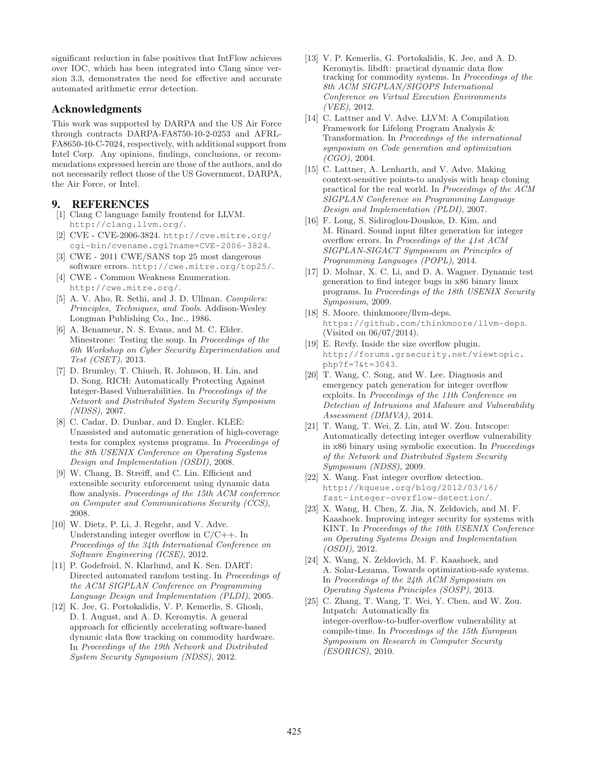significant reduction in false positives that IntFlow achieves over IOC, which has been integrated into Clang since version 3.3, demonstrates the need for effective and accurate automated arithmetic error detection.

## Acknowledgments

This work was supported by DARPA and the US Air Force through contracts DARPA-FA8750-10-2-0253 and AFRL-FA8650-10-C-7024, respectively, with additional support from Intel Corp. Any opinions, findings, conclusions, or recommendations expressed herein are those of the authors, and do not necessarily reflect those of the US Government, DARPA, the Air Force, or Intel.

## 9. REFERENCES

[1] Clang C language family frontend for LLVM. http://clang.llvm.org/.

[2] CVE - CVE-2006-3824. http://cve.mitre.org/cgi-bin/cvename.cgi?name=CVE-2006-3824.

[3] CWE - 2011 CWE/SANS top 25 most dangerous software errors. http://cwe.mitre.org/top25/.

[4] CWE - Common Weakness Enumeration. http://cwe.mitre.org/.

[5] A. V. Aho, R. Sethi, and J. D. Ullman. *Compilers: Principles, Techniques, and Tools*. Addison-Wesley Longman Publishing Co., Inc., 1986.

[6] A. Benameur, N. S. Evans, and M. C. Elder. Minestrone: Testing the soup. In *Proceedings of the 6th Workshop on Cyber Security Experimentation and Test (CSET)*, 2013.

[7] D. Brumley, T. Chiueh, R. Johnson, H. Lin, and D. Song. RICH: Automatically Protecting Against Integer-Based Vulnerabilities. In *Proceedings of the Network and Distributed System Security Symposium (NDSS)*, 2007.

[8] C. Cadar, D. Dunbar, and D. Engler. KLEE: Unassisted and automatic generation of high-coverage tests for complex systems programs. In *Proceedings of the 8th USENIX Conference on Operating Systems Design and Implementation (OSDI)*, 2008.

[9] W. Chang, B. Streiff, and C. Lin. Efficient and extensible security enforcement using dynamic data flow analysis. *Proceedings of the 15th ACM conference on Computer and Communications Security (CCS)*, 2008.

[10] W. Dietz, P. Li, J. Regehr, and V. Adve. Understanding integer overflow in C/C++. In *Proceedings of the 34th International Conference on Software Engineering (ICSE)*, 2012.

[11] P. Godefroid, N. Klarlund, and K. Sen. DART: Directed automated random testing. In *Proceedings of the ACM SIGPLAN Conference on Programming Language Design and Implementation (PLDI)*, 2005.

[12] K. Jee, G. Portokalidis, V. P. Kemerlis, S. Ghosh, D. I. August, and A. D. Keromytis. A general approach for efficiently accelerating software-based dynamic data flow tracking on commodity hardware. In *Proceedings of the 19th Network and Distributed System Security Symposium (NDSS)*, 2012.

[13] V. P. Kemerlis, G. Portokalidis, K. Jee, and A. D. Keromytis. libdft: practical dynamic data flow tracking for commodity systems. In *Proceedings of the 8th ACM SIGPLAN/SIGOPS International Conference on Virtual Execution Environments (VEE)*, 2012.

[14] C. Lattner and V. Adve. LLVM: A Compilation Framework for Lifelong Program Analysis & Transformation. In *Proceedings of the international symposium on Code generation and optimization (CGO)*, 2004.

[15] C. Lattner, A. Lenharth, and V. Adve. Making context-sensitive points-to analysis with heap cloning practical for the real world. In *Proceedings of the ACM SIGPLAN Conference on Programming Language Design and Implementation (PLDI)*, 2007.

[16] F. Long, S. Sidiroglou-Douskos, D. Kim, and M. Rinard. Sound input filter generation for integer overflow errors. In *Proceedings of the 41st ACM SIGPLAN-SIGACT Symposium on Principles of Programming Languages (POPL)*, 2014.

[17] D. Molnar, X. C. Li, and D. A. Wagner. Dynamic test generation to find integer bugs in x86 binary linux programs. In *Proceedings of the 18th USENIX Security Symposium*, 2009.

[18] S. Moore. thinkmoore/llvm-deps. https://github.com/thinkmoore/llvm-deps. (Visited on 06/07/2014).

[19] E. Revfy. Inside the size overflow plugin. http://forums.grsecurity.net/viewtopic.php?f=7&t=3043.

[20] T. Wang, C. Song, and W. Lee. Diagnosis and emergency patch generation for integer overflow exploits. In *Proceedings of the 11th Conference on Detection of Intrusions and Malware and Vulnerability Assessment (DIMVA)*, 2014.

[21] T. Wang, T. Wei, Z. Lin, and W. Zou. Intscope: Automatically detecting integer overflow vulnerability in x86 binary using symbolic execution. In *Proceedings of the Network and Distributed System Security Symposium (NDSS)*, 2009.

[22] X. Wang. Fast integer overflow detection. http://kqueue.org/blog/2012/03/16/fast-integer-overflow-detection/.

[23] X. Wang, H. Chen, Z. Jia, N. Zeldovich, and M. F. Kaashoek. Improving integer security for systems with KINT. In *Proceedings of the 10th USENIX Conference on Operating Systems Design and Implementation (OSDI)*, 2012.

[24] X. Wang, N. Zeldovich, M. F. Kaashoek, and A. Solar-Lezama. Towards optimization-safe systems. In *Proceedings of the 24th ACM Symposium on Operating Systems Principles (SOSP)*, 2013.

[25] C. Zhang, T. Wang, T. Wei, Y. Chen, and W. Zou. Intpatch: Automatically fix integer-overflow-to-buffer-overflow vulnerability at compile-time. In *Proceedings of the 15th European Symposium on Research in Computer Security (ESORICS)*, 2010.